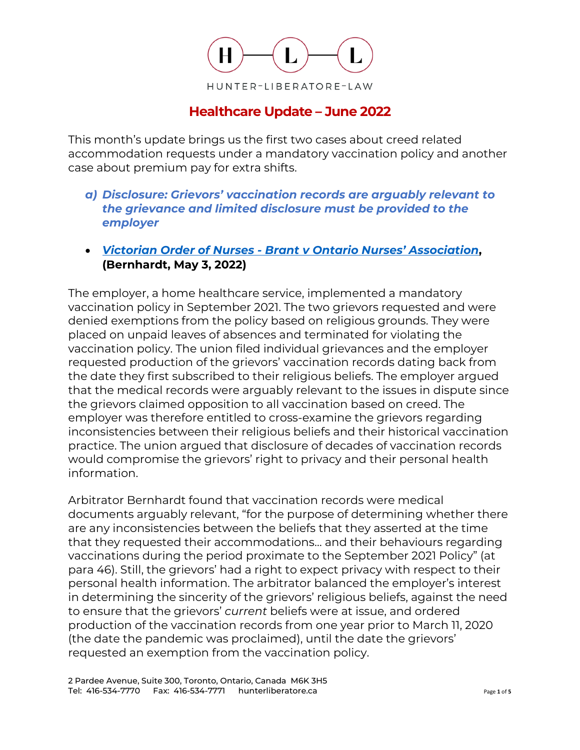# Healthcare Update – June 2022

This month's update brings us the first two cases about creed related accommodation requests under a mandatory vaccination policy and another case about premium pay for extra shifts.

## *a) Disclosure: Grievors' vaccination records are arguably relevant to the grievance and limited disclosure must be provided to the employer*

- ***Victorian Order of Nurses - Brant v Ontario Nurses' Association*, (Bernhardt, May 3, 2022)**

The employer, a home healthcare service, implemented a mandatory vaccination policy in September 2021. The two grievors requested and were denied exemptions from the policy based on religious grounds. They were placed on unpaid leaves of absences and terminated for violating the vaccination policy. The union filed individual grievances and the employer requested production of the grievors' vaccination records dating back from the date they first subscribed to their religious beliefs. The employer argued that the medical records were arguably relevant to the issues in dispute since the grievors claimed opposition to all vaccination based on creed. The employer was therefore entitled to cross-examine the grievors regarding inconsistencies between their religious beliefs and their historical vaccination practice. The union argued that disclosure of decades of vaccination records would compromise the grievors' right to privacy and their personal health information.

Arbitrator Bernhardt found that vaccination records were medical documents arguably relevant, "for the purpose of determining whether there are any inconsistencies between the beliefs that they asserted at the time that they requested their accommodations… and their behaviours regarding vaccinations during the period proximate to the September 2021 Policy" (at para 46). Still, the grievors' had a right to expect privacy with respect to their personal health information. The arbitrator balanced the employer's interest in determining the sincerity of the grievors' religious beliefs, against the need to ensure that the grievors' *current* beliefs were at issue, and ordered production of the vaccination records from one year prior to March 11, 2020 (the date the pandemic was proclaimed), until the date the grievors' requested an exemption from the vaccination policy.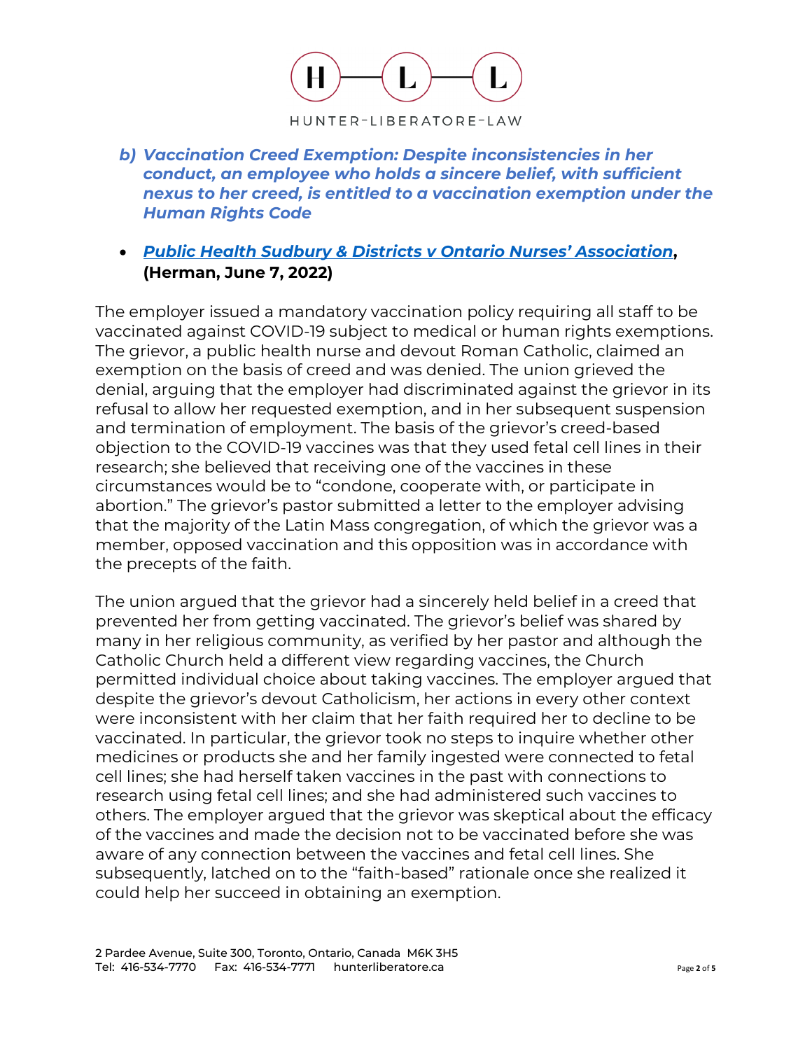### b) *Vaccination Creed Exemption: Despite inconsistencies in her conduct, an employee who holds a sincere belief, with sufficient nexus to her creed, is entitled to a vaccination exemption under the Human Rights Code*

- ***Public Health Sudbury & Districts v Ontario Nurses' Association*, (Herman, June 7, 2022)**

The employer issued a mandatory vaccination policy requiring all staff to be vaccinated against COVID-19 subject to medical or human rights exemptions. The grievor, a public health nurse and devout Roman Catholic, claimed an exemption on the basis of creed and was denied. The union grieved the denial, arguing that the employer had discriminated against the grievor in its refusal to allow her requested exemption, and in her subsequent suspension and termination of employment. The basis of the grievor's creed-based objection to the COVID-19 vaccines was that they used fetal cell lines in their research; she believed that receiving one of the vaccines in these circumstances would be to "condone, cooperate with, or participate in abortion." The grievor's pastor submitted a letter to the employer advising that the majority of the Latin Mass congregation, of which the grievor was a member, opposed vaccination and this opposition was in accordance with the precepts of the faith.

The union argued that the grievor had a sincerely held belief in a creed that prevented her from getting vaccinated. The grievor's belief was shared by many in her religious community, as verified by her pastor and although the Catholic Church held a different view regarding vaccines, the Church permitted individual choice about taking vaccines. The employer argued that despite the grievor's devout Catholicism, her actions in every other context were inconsistent with her claim that her faith required her to decline to be vaccinated. In particular, the grievor took no steps to inquire whether other medicines or products she and her family ingested were connected to fetal cell lines; she had herself taken vaccines in the past with connections to research using fetal cell lines; and she had administered such vaccines to others. The employer argued that the grievor was skeptical about the efficacy of the vaccines and made the decision not to be vaccinated before she was aware of any connection between the vaccines and fetal cell lines. She subsequently, latched on to the "faith-based" rationale once she realized it could help her succeed in obtaining an exemption.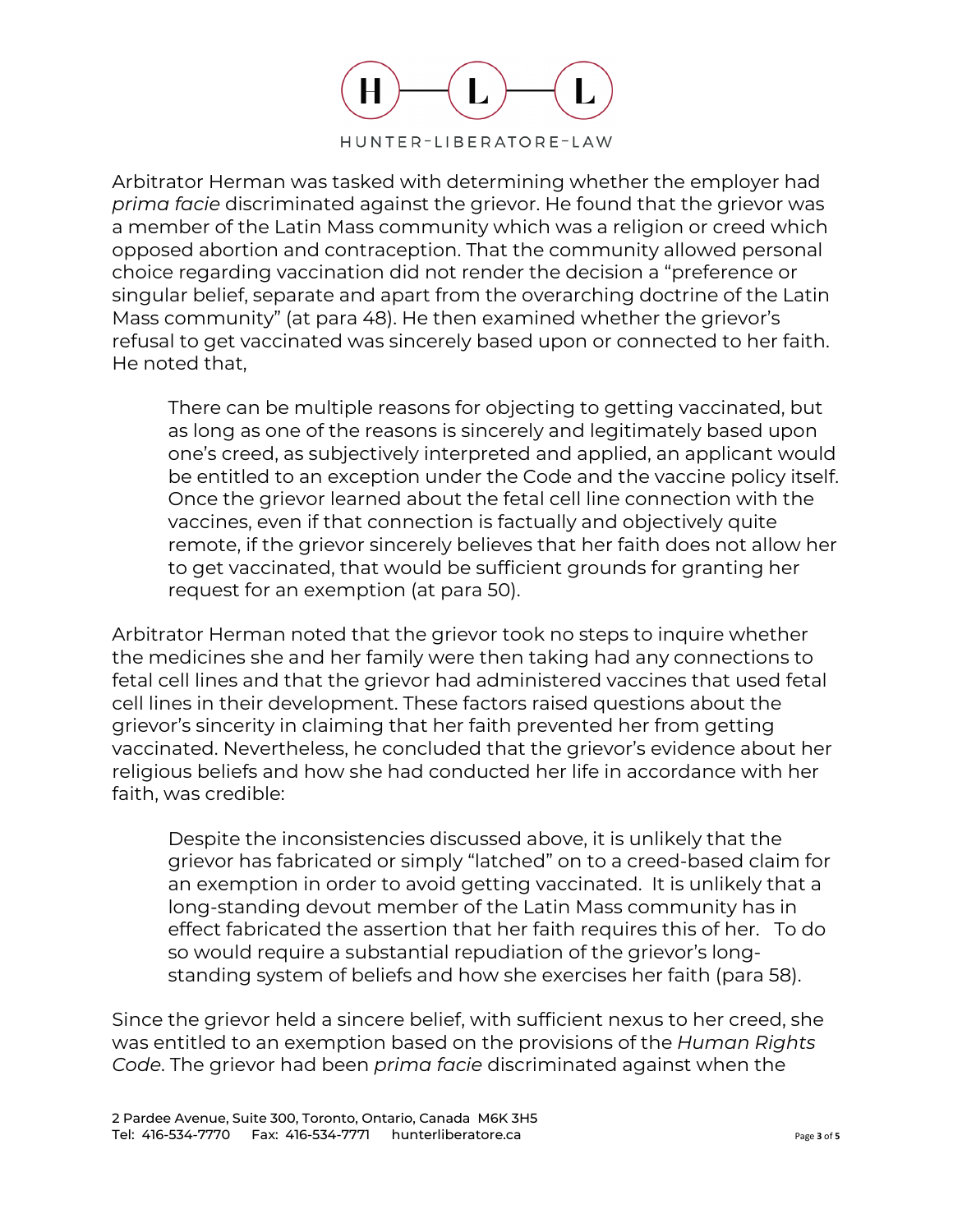Arbitrator Herman was tasked with determining whether the employer had *prima facie* discriminated against the grievor. He found that the grievor was a member of the Latin Mass community which was a religion or creed which opposed abortion and contraception. That the community allowed personal choice regarding vaccination did not render the decision a "preference or singular belief, separate and apart from the overarching doctrine of the Latin Mass community" (at para 48). He then examined whether the grievor's refusal to get vaccinated was sincerely based upon or connected to her faith. He noted that,

> There can be multiple reasons for objecting to getting vaccinated, but as long as one of the reasons is sincerely and legitimately based upon one's creed, as subjectively interpreted and applied, an applicant would be entitled to an exception under the Code and the vaccine policy itself. Once the grievor learned about the fetal cell line connection with the vaccines, even if that connection is factually and objectively quite remote, if the grievor sincerely believes that her faith does not allow her to get vaccinated, that would be sufficient grounds for granting her request for an exemption (at para 50).

Arbitrator Herman noted that the grievor took no steps to inquire whether the medicines she and her family were then taking had any connections to fetal cell lines and that the grievor had administered vaccines that used fetal cell lines in their development. These factors raised questions about the grievor's sincerity in claiming that her faith prevented her from getting vaccinated. Nevertheless, he concluded that the grievor's evidence about her religious beliefs and how she had conducted her life in accordance with her faith, was credible:

> Despite the inconsistencies discussed above, it is unlikely that the grievor has fabricated or simply "latched" on to a creed-based claim for an exemption in order to avoid getting vaccinated. It is unlikely that a long-standing devout member of the Latin Mass community has in effect fabricated the assertion that her faith requires this of her. To do so would require a substantial repudiation of the grievor's long-standing system of beliefs and how she exercises her faith (para 58).

Since the grievor held a sincere belief, with sufficient nexus to her creed, she was entitled to an exemption based on the provisions of the *Human Rights Code*. The grievor had been *prima facie* discriminated against when the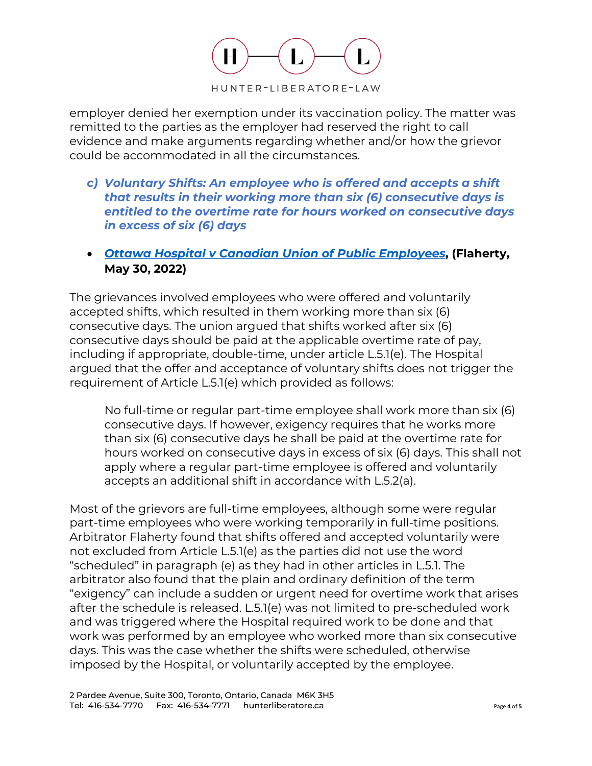employer denied her exemption under its vaccination policy. The matter was remitted to the parties as the employer had reserved the right to call evidence and make arguments regarding whether and/or how the grievor could be accommodated in all the circumstances.

### *c) Voluntary Shifts: An employee who is offered and accepts a shift that results in their working more than six (6) consecutive days is entitled to the overtime rate for hours worked on consecutive days in excess of six (6) days*

- ***Ottawa Hospital v Canadian Union of Public Employees*, (Flaherty, May 30, 2022)**

The grievances involved employees who were offered and voluntarily accepted shifts, which resulted in them working more than six (6) consecutive days. The union argued that shifts worked after six (6) consecutive days should be paid at the applicable overtime rate of pay, including if appropriate, double-time, under article L.5.1(e). The Hospital argued that the offer and acceptance of voluntary shifts does not trigger the requirement of Article L.5.1(e) which provided as follows:

> No full-time or regular part-time employee shall work more than six (6) consecutive days. If however, exigency requires that he works more than six (6) consecutive days he shall be paid at the overtime rate for hours worked on consecutive days in excess of six (6) days. This shall not apply where a regular part-time employee is offered and voluntarily accepts an additional shift in accordance with L.5.2(a).

Most of the grievors are full-time employees, although some were regular part-time employees who were working temporarily in full-time positions. Arbitrator Flaherty found that shifts offered and accepted voluntarily were not excluded from Article L.5.1(e) as the parties did not use the word "scheduled" in paragraph (e) as they had in other articles in L.5.1. The arbitrator also found that the plain and ordinary definition of the term "exigency" can include a sudden or urgent need for overtime work that arises after the schedule is released. L.5.1(e) was not limited to pre-scheduled work and was triggered where the Hospital required work to be done and that work was performed by an employee who worked more than six consecutive days. This was the case whether the shifts were scheduled, otherwise imposed by the Hospital, or voluntarily accepted by the employee.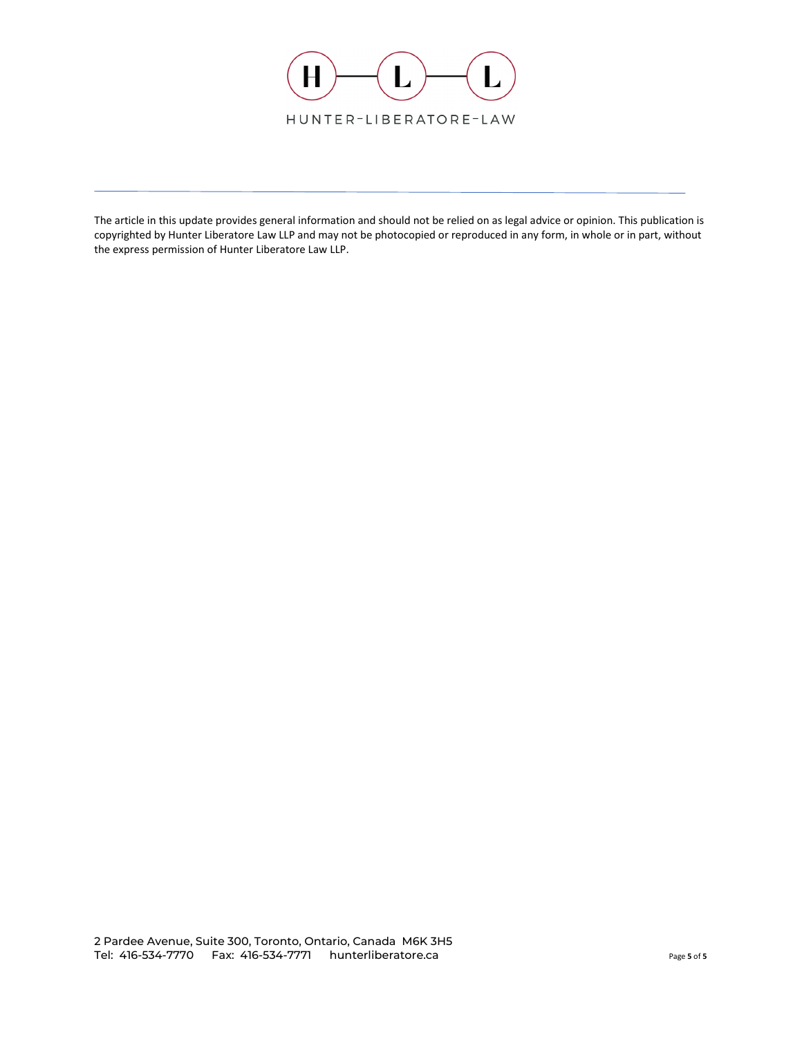The article in this update provides general information and should not be relied on as legal advice or opinion. This publication is copyrighted by Hunter Liberatore Law LLP and may not be photocopied or reproduced in any form, in whole or in part, without the express permission of Hunter Liberatore Law LLP.